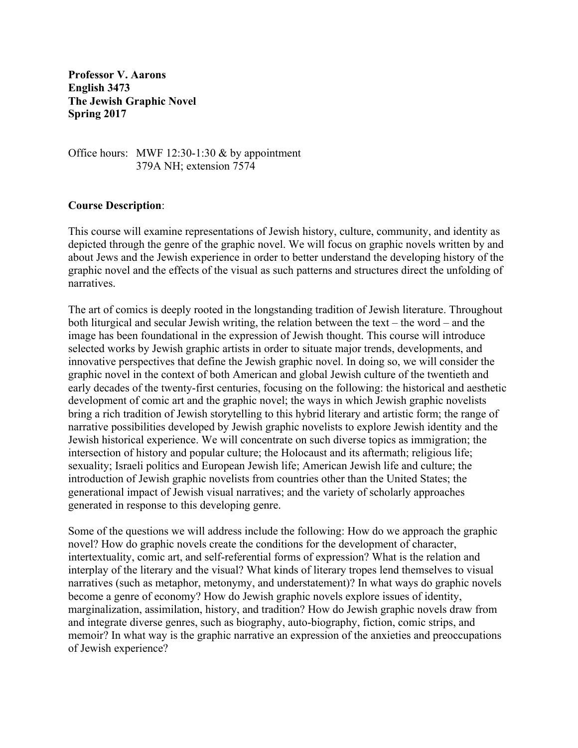**Professor V. Aarons**
**English 3473**
**The Jewish Graphic Novel**
**Spring 2017**

Office hours: MWF 12:30-1:30 & by appointment
379A NH; extension 7574

**Course Description**:

This course will examine representations of Jewish history, culture, community, and identity as depicted through the genre of the graphic novel. We will focus on graphic novels written by and about Jews and the Jewish experience in order to better understand the developing history of the graphic novel and the effects of the visual as such patterns and structures direct the unfolding of narratives.

The art of comics is deeply rooted in the longstanding tradition of Jewish literature. Throughout both liturgical and secular Jewish writing, the relation between the text – the word – and the image has been foundational in the expression of Jewish thought. This course will introduce selected works by Jewish graphic artists in order to situate major trends, developments, and innovative perspectives that define the Jewish graphic novel. In doing so, we will consider the graphic novel in the context of both American and global Jewish culture of the twentieth and early decades of the twenty-first centuries, focusing on the following: the historical and aesthetic development of comic art and the graphic novel; the ways in which Jewish graphic novelists bring a rich tradition of Jewish storytelling to this hybrid literary and artistic form; the range of narrative possibilities developed by Jewish graphic novelists to explore Jewish identity and the Jewish historical experience. We will concentrate on such diverse topics as immigration; the intersection of history and popular culture; the Holocaust and its aftermath; religious life; sexuality; Israeli politics and European Jewish life; American Jewish life and culture; the introduction of Jewish graphic novelists from countries other than the United States; the generational impact of Jewish visual narratives; and the variety of scholarly approaches generated in response to this developing genre.

Some of the questions we will address include the following: How do we approach the graphic novel? How do graphic novels create the conditions for the development of character, intertextuality, comic art, and self-referential forms of expression? What is the relation and interplay of the literary and the visual? What kinds of literary tropes lend themselves to visual narratives (such as metaphor, metonymy, and understatement)? In what ways do graphic novels become a genre of economy? How do Jewish graphic novels explore issues of identity, marginalization, assimilation, history, and tradition? How do Jewish graphic novels draw from and integrate diverse genres, such as biography, auto-biography, fiction, comic strips, and memoir? In what way is the graphic narrative an expression of the anxieties and preoccupations of Jewish experience?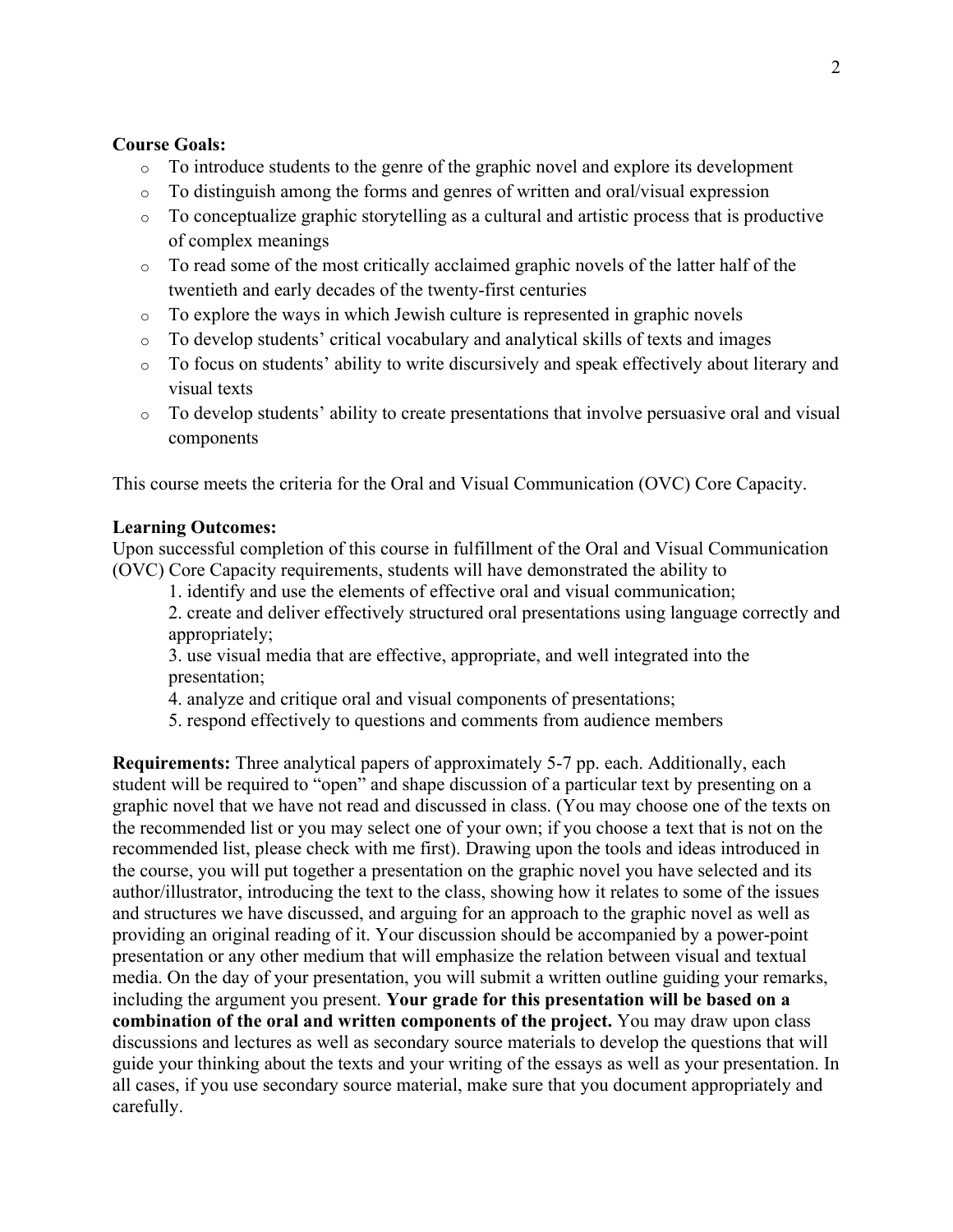**Course Goals:**

- To introduce students to the genre of the graphic novel and explore its development
- To distinguish among the forms and genres of written and oral/visual expression
- To conceptualize graphic storytelling as a cultural and artistic process that is productive of complex meanings
- To read some of the most critically acclaimed graphic novels of the latter half of the twentieth and early decades of the twenty-first centuries
- To explore the ways in which Jewish culture is represented in graphic novels
- To develop students' critical vocabulary and analytical skills of texts and images
- To focus on students' ability to write discursively and speak effectively about literary and visual texts
- To develop students' ability to create presentations that involve persuasive oral and visual components

This course meets the criteria for the Oral and Visual Communication (OVC) Core Capacity.

**Learning Outcomes:**

Upon successful completion of this course in fulfillment of the Oral and Visual Communication (OVC) Core Capacity requirements, students will have demonstrated the ability to

1. identify and use the elements of effective oral and visual communication;
2. create and deliver effectively structured oral presentations using language correctly and appropriately;
3. use visual media that are effective, appropriate, and well integrated into the presentation;
4. analyze and critique oral and visual components of presentations;
5. respond effectively to questions and comments from audience members

**Requirements:** Three analytical papers of approximately 5-7 pp. each. Additionally, each student will be required to "open" and shape discussion of a particular text by presenting on a graphic novel that we have not read and discussed in class. (You may choose one of the texts on the recommended list or you may select one of your own; if you choose a text that is not on the recommended list, please check with me first). Drawing upon the tools and ideas introduced in the course, you will put together a presentation on the graphic novel you have selected and its author/illustrator, introducing the text to the class, showing how it relates to some of the issues and structures we have discussed, and arguing for an approach to the graphic novel as well as providing an original reading of it. Your discussion should be accompanied by a power-point presentation or any other medium that will emphasize the relation between visual and textual media. On the day of your presentation, you will submit a written outline guiding your remarks, including the argument you present. **Your grade for this presentation will be based on a combination of the oral and written components of the project.** You may draw upon class discussions and lectures as well as secondary source materials to develop the questions that will guide your thinking about the texts and your writing of the essays as well as your presentation. In all cases, if you use secondary source material, make sure that you document appropriately and carefully.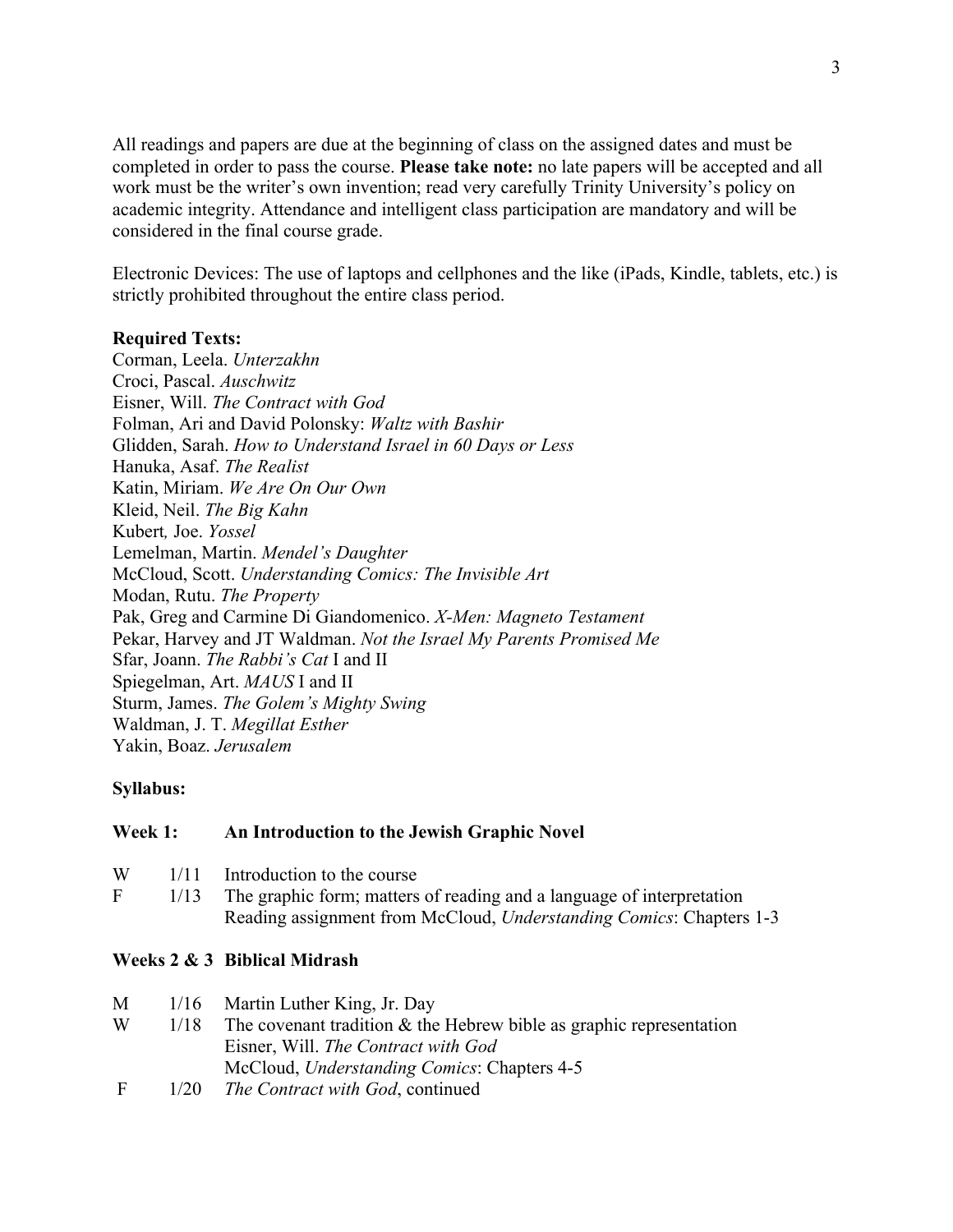All readings and papers are due at the beginning of class on the assigned dates and must be completed in order to pass the course. **Please take note:** no late papers will be accepted and all work must be the writer's own invention; read very carefully Trinity University's policy on academic integrity. Attendance and intelligent class participation are mandatory and will be considered in the final course grade.

Electronic Devices: The use of laptops and cellphones and the like (iPads, Kindle, tablets, etc.) is strictly prohibited throughout the entire class period.

**Required Texts:**

Corman, Leela. *Unterzakhn*
Croci, Pascal. *Auschwitz*
Eisner, Will. *The Contract with God*
Folman, Ari and David Polonsky: *Waltz with Bashir*
Glidden, Sarah. *How to Understand Israel in 60 Days or Less*
Hanuka, Asaf. *The Realist*
Katin, Miriam. *We Are On Our Own*
Kleid, Neil. *The Big Kahn*
Kubert*,* Joe. *Yossel*
Lemelman, Martin. *Mendel's Daughter*
McCloud, Scott. *Understanding Comics: The Invisible Art*
Modan, Rutu. *The Property*
Pak, Greg and Carmine Di Giandomenico. *X-Men: Magneto Testament*
Pekar, Harvey and JT Waldman. *Not the Israel My Parents Promised Me*
Sfar, Joann. *The Rabbi's Cat* I and II
Spiegelman, Art. *MAUS* I and II
Sturm, James. *The Golem's Mighty Swing*
Waldman, J. T. *Megillat Esther*
Yakin, Boaz. *Jerusalem*

**Syllabus:**

**Week 1: An Introduction to the Jewish Graphic Novel**

W 1/11 Introduction to the course
F 1/13 The graphic form; matters of reading and a language of interpretation
Reading assignment from McCloud, *Understanding Comics*: Chapters 1-3

**Weeks 2 & 3 Biblical Midrash**

M 1/16 Martin Luther King, Jr. Day
W 1/18 The covenant tradition & the Hebrew bible as graphic representation
Eisner, Will. *The Contract with God*
McCloud, *Understanding Comics*: Chapters 4-5
F 1/20 *The Contract with God*, continued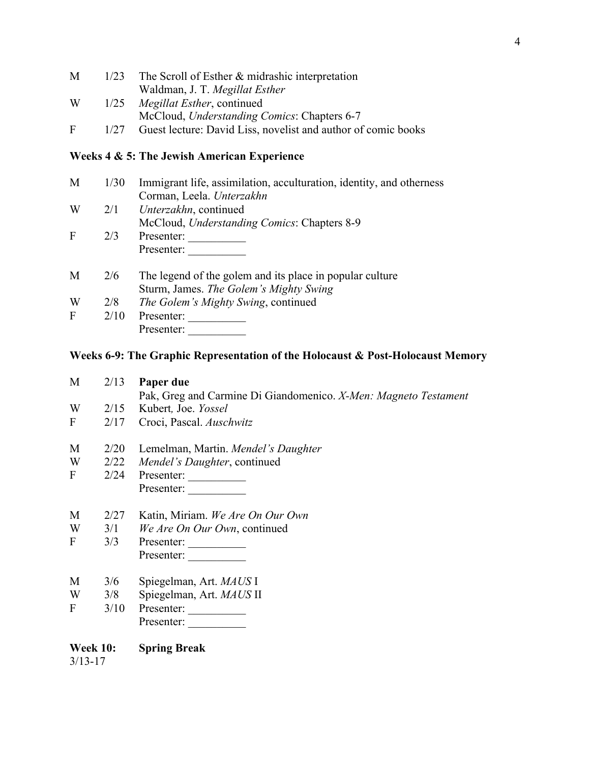M 1/23 The Scroll of Esther & midrashic interpretation
Waldman, J. T. *Megillat Esther*

W 1/25 *Megillat Esther*, continued
McCloud, *Understanding Comics*: Chapters 6-7

F 1/27 Guest lecture: David Liss, novelist and author of comic books

**Weeks 4 & 5: The Jewish American Experience**

M 1/30 Immigrant life, assimilation, acculturation, identity, and otherness
Corman, Leela. *Unterzakhn*

W 2/1 *Unterzakhn*, continued
McCloud, *Understanding Comics*: Chapters 8-9

F 2/3 Presenter: __________
Presenter: __________

M 2/6 The legend of the golem and its place in popular culture
Sturm, James. *The Golem's Mighty Swing*

W 2/8 *The Golem's Mighty Swing*, continued

F 2/10 Presenter: __________
Presenter: __________

**Weeks 6-9: The Graphic Representation of the Holocaust & Post-Holocaust Memory**

M 2/13 **Paper due**
Pak, Greg and Carmine Di Giandomenico. *X-Men: Magneto Testament*

W 2/15 Kubert, Joe. *Yossel*

F 2/17 Croci, Pascal. *Auschwitz*

M 2/20 Lemelman, Martin. *Mendel's Daughter*

W 2/22 *Mendel's Daughter*, continued

F 2/24 Presenter: __________
Presenter: __________

M 2/27 Katin, Miriam. *We Are On Our Own*

W 3/1 *We Are On Our Own*, continued

F 3/3 Presenter: __________
Presenter: __________

M 3/6 Spiegelman, Art. *MAUS* I

W 3/8 Spiegelman, Art. *MAUS* II

F 3/10 Presenter: __________
Presenter: __________

**Week 10:** **Spring Break**
3/13-17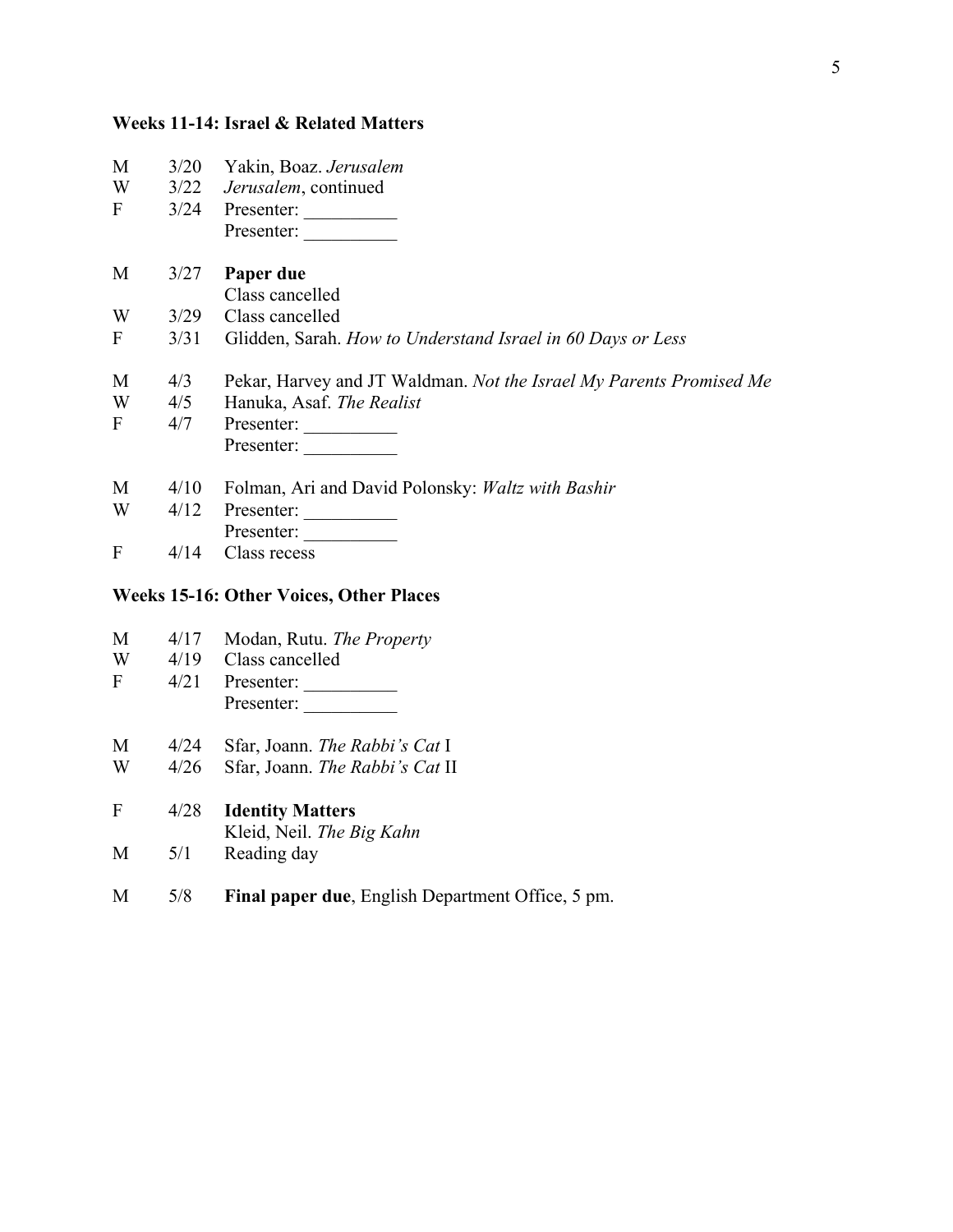**Weeks 11-14: Israel & Related Matters**

| | | |
|---|---|---|
| M | 3/20 | Yakin, Boaz. *Jerusalem* |
| W | 3/22 | *Jerusalem*, continued |
| F | 3/24 | Presenter: __________ |
| | | Presenter: __________ |
| M | 3/27 | **Paper due** |
| | | Class cancelled |
| W | 3/29 | Class cancelled |
| F | 3/31 | Glidden, Sarah. *How to Understand Israel in 60 Days or Less* |
| M | 4/3 | Pekar, Harvey and JT Waldman. *Not the Israel My Parents Promised Me* |
| W | 4/5 | Hanuka, Asaf. *The Realist* |
| F | 4/7 | Presenter: __________ |
| | | Presenter: __________ |
| M | 4/10 | Folman, Ari and David Polonsky: *Waltz with Bashir* |
| W | 4/12 | Presenter: __________ |
| | | Presenter: __________ |
| F | 4/14 | Class recess |

**Weeks 15-16: Other Voices, Other Places**

| | | |
|---|---|---|
| M | 4/17 | Modan, Rutu. *The Property* |
| W | 4/19 | Class cancelled |
| F | 4/21 | Presenter: __________ |
| | | Presenter: __________ |
| M | 4/24 | Sfar, Joann. *The Rabbi's Cat* I |
| W | 4/26 | Sfar, Joann. *The Rabbi's Cat* II |
| F | 4/28 | **Identity Matters** |
| | | Kleid, Neil. *The Big Kahn* |
| M | 5/1 | Reading day |
| M | 5/8 | **Final paper due**, English Department Office, 5 pm. |